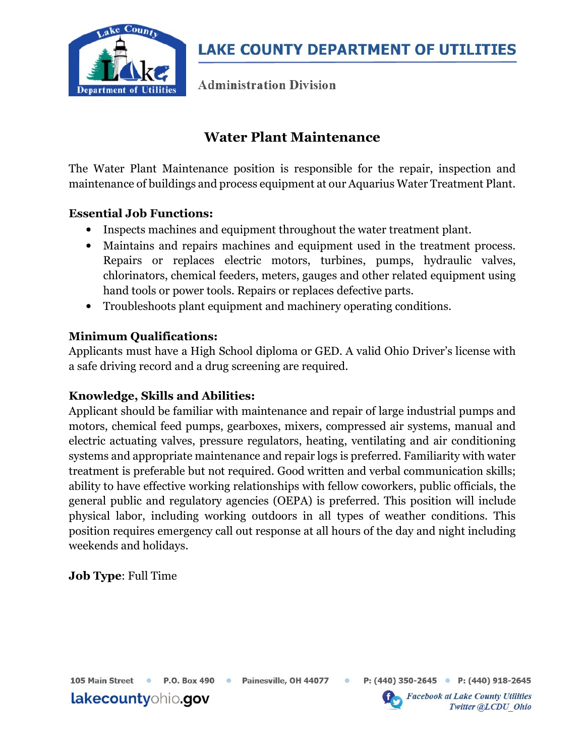**LAKE COUNTY DEPARTMENT OF UTILITIES**

Administration Division

# Water Plant Maintenance

The Water Plant Maintenance position is responsible for the repair, inspection and maintenance of buildings and process equipment at our Aquarius Water Treatment Plant.

**Essential Job Functions:**

- Inspects machines and equipment throughout the water treatment plant.
- Maintains and repairs machines and equipment used in the treatment process. Repairs or replaces electric motors, turbines, pumps, hydraulic valves, chlorinators, chemical feeders, meters, gauges and other related equipment using hand tools or power tools. Repairs or replaces defective parts.
- Troubleshoots plant equipment and machinery operating conditions.

**Minimum Qualifications:**
Applicants must have a High School diploma or GED. A valid Ohio Driver's license with a safe driving record and a drug screening are required.

**Knowledge, Skills and Abilities:**
Applicant should be familiar with maintenance and repair of large industrial pumps and motors, chemical feed pumps, gearboxes, mixers, compressed air systems, manual and electric actuating valves, pressure regulators, heating, ventilating and air conditioning systems and appropriate maintenance and repair logs is preferred. Familiarity with water treatment is preferable but not required. Good written and verbal communication skills; ability to have effective working relationships with fellow coworkers, public officials, the general public and regulatory agencies (OEPA) is preferred. This position will include physical labor, including working outdoors in all types of weather conditions. This position requires emergency call out response at all hours of the day and night including weekends and holidays.

**Job Type**: Full Time

105 Main Street • P.O. Box 490 • Painesville, OH 44077 • P: (440) 350-2645 • P: (440) 918-2645

lakecountyohio.gov

*Facebook at Lake County Utilities*
*Twitter @LCDU_Ohio*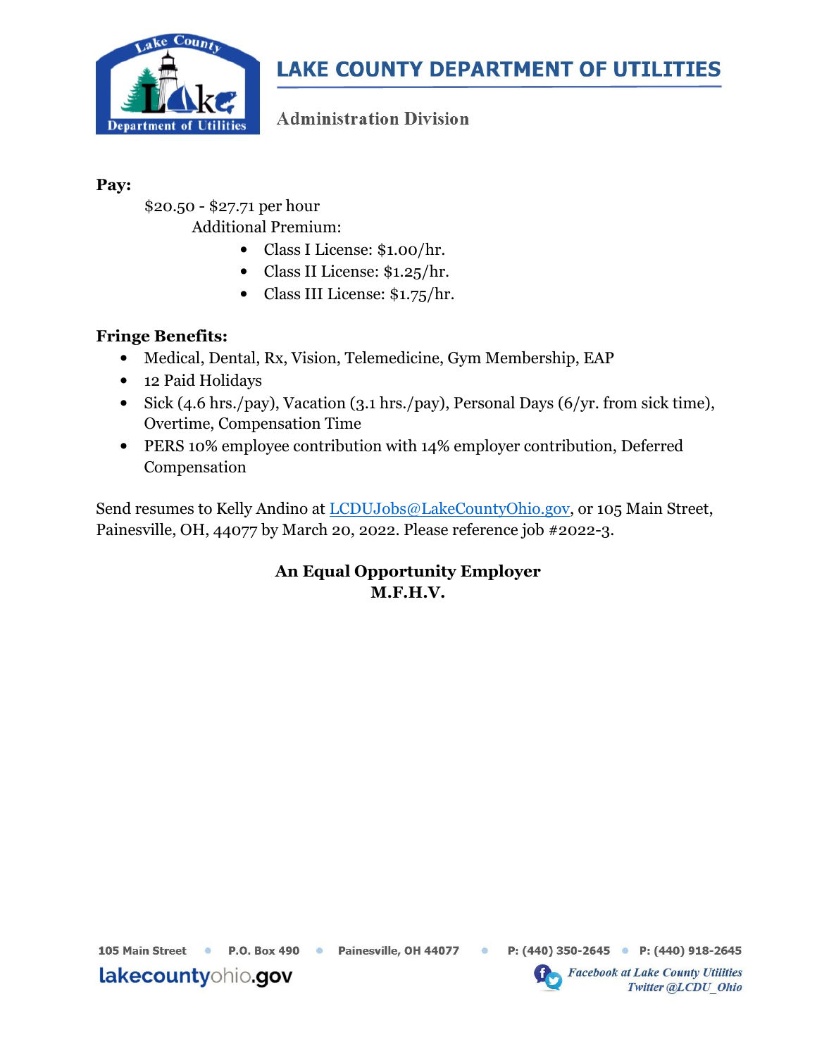**Pay:**

$20.50 - $27.71 per hour

Additional Premium:

- Class I License: $1.00/hr.
- Class II License: $1.25/hr.
- Class III License: $1.75/hr.

**Fringe Benefits:**

- Medical, Dental, Rx, Vision, Telemedicine, Gym Membership, EAP
- 12 Paid Holidays
- Sick (4.6 hrs./pay), Vacation (3.1 hrs./pay), Personal Days (6/yr. from sick time), Overtime, Compensation Time
- PERS 10% employee contribution with 14% employer contribution, Deferred Compensation

Send resumes to Kelly Andino at LCDUJobs@LakeCountyOhio.gov, or 105 Main Street, Painesville, OH, 44077 by March 20, 2022. Please reference job #2022-3.

**An Equal Opportunity Employer**
**M.F.H.V.**